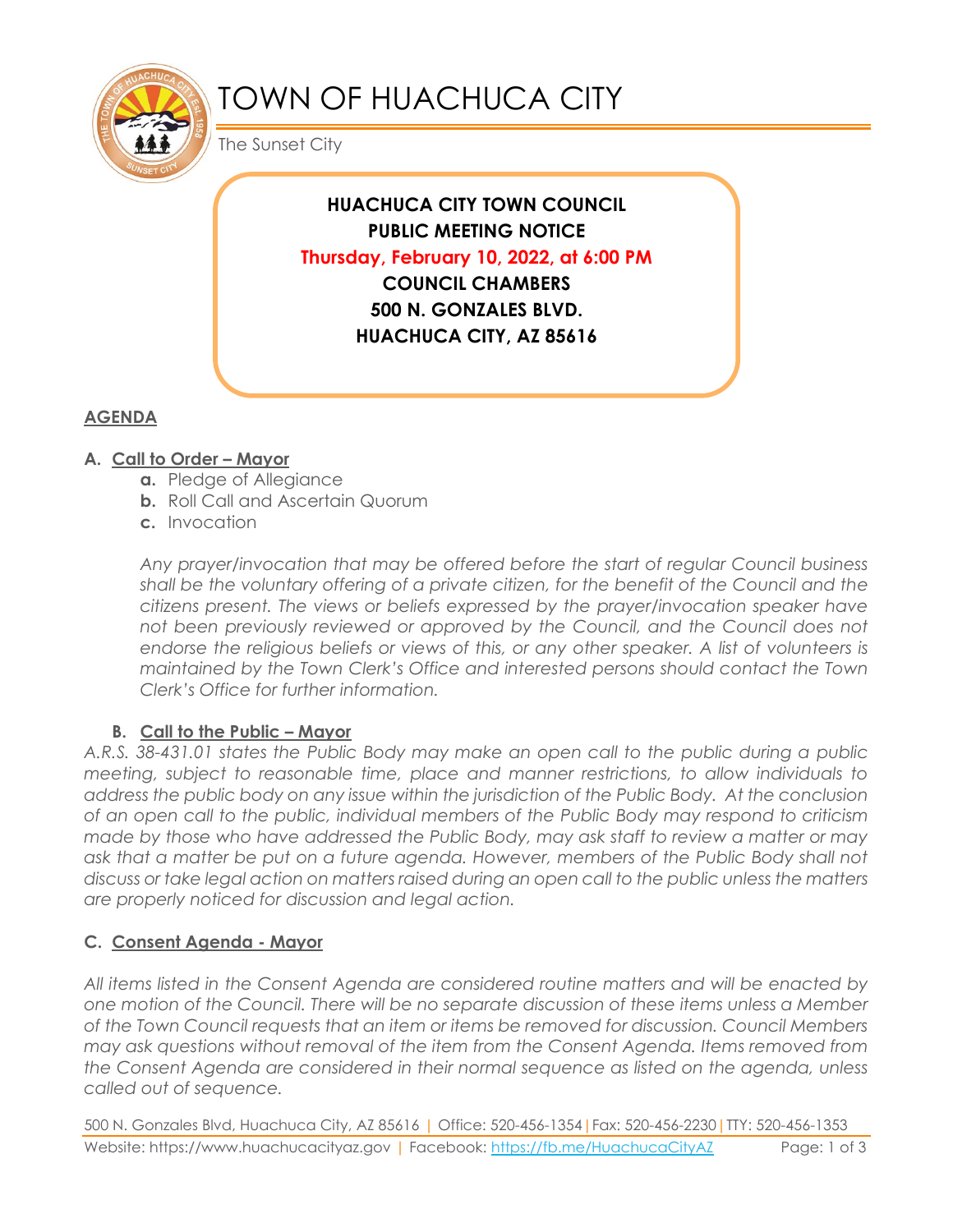# TOWN OF HUACHUCA CITY

The Sunset City

**HUACHUCA CITY TOWN COUNCIL**
**PUBLIC MEETING NOTICE**
**Thursday, February 10, 2022, at 6:00 PM**
**COUNCIL CHAMBERS**
**500 N. GONZALES BLVD.**
**HUACHUCA CITY, AZ 85616**

## AGENDA

### A. Call to Order – Mayor

a. Pledge of Allegiance
b. Roll Call and Ascertain Quorum
c. Invocation

*Any prayer/invocation that may be offered before the start of regular Council business shall be the voluntary offering of a private citizen, for the benefit of the Council and the citizens present. The views or beliefs expressed by the prayer/invocation speaker have not been previously reviewed or approved by the Council, and the Council does not endorse the religious beliefs or views of this, or any other speaker. A list of volunteers is maintained by the Town Clerk's Office and interested persons should contact the Town Clerk's Office for further information.*

### B. Call to the Public – Mayor

*A.R.S. 38-431.01 states the Public Body may make an open call to the public during a public meeting, subject to reasonable time, place and manner restrictions, to allow individuals to address the public body on any issue within the jurisdiction of the Public Body. At the conclusion of an open call to the public, individual members of the Public Body may respond to criticism made by those who have addressed the Public Body, may ask staff to review a matter or may ask that a matter be put on a future agenda. However, members of the Public Body shall not discuss or take legal action on matters raised during an open call to the public unless the matters are properly noticed for discussion and legal action.*

### C. Consent Agenda - Mayor

*All items listed in the Consent Agenda are considered routine matters and will be enacted by one motion of the Council. There will be no separate discussion of these items unless a Member of the Town Council requests that an item or items be removed for discussion. Council Members may ask questions without removal of the item from the Consent Agenda. Items removed from the Consent Agenda are considered in their normal sequence as listed on the agenda, unless called out of sequence.*

500 N. Gonzales Blvd, Huachuca City, AZ 85616 | Office: 520-456-1354 | Fax: 520-456-2230 | TTY: 520-456-1353
Website: https://www.huachucacityaz.gov | Facebook: https://fb.me/HuachucaCityAZ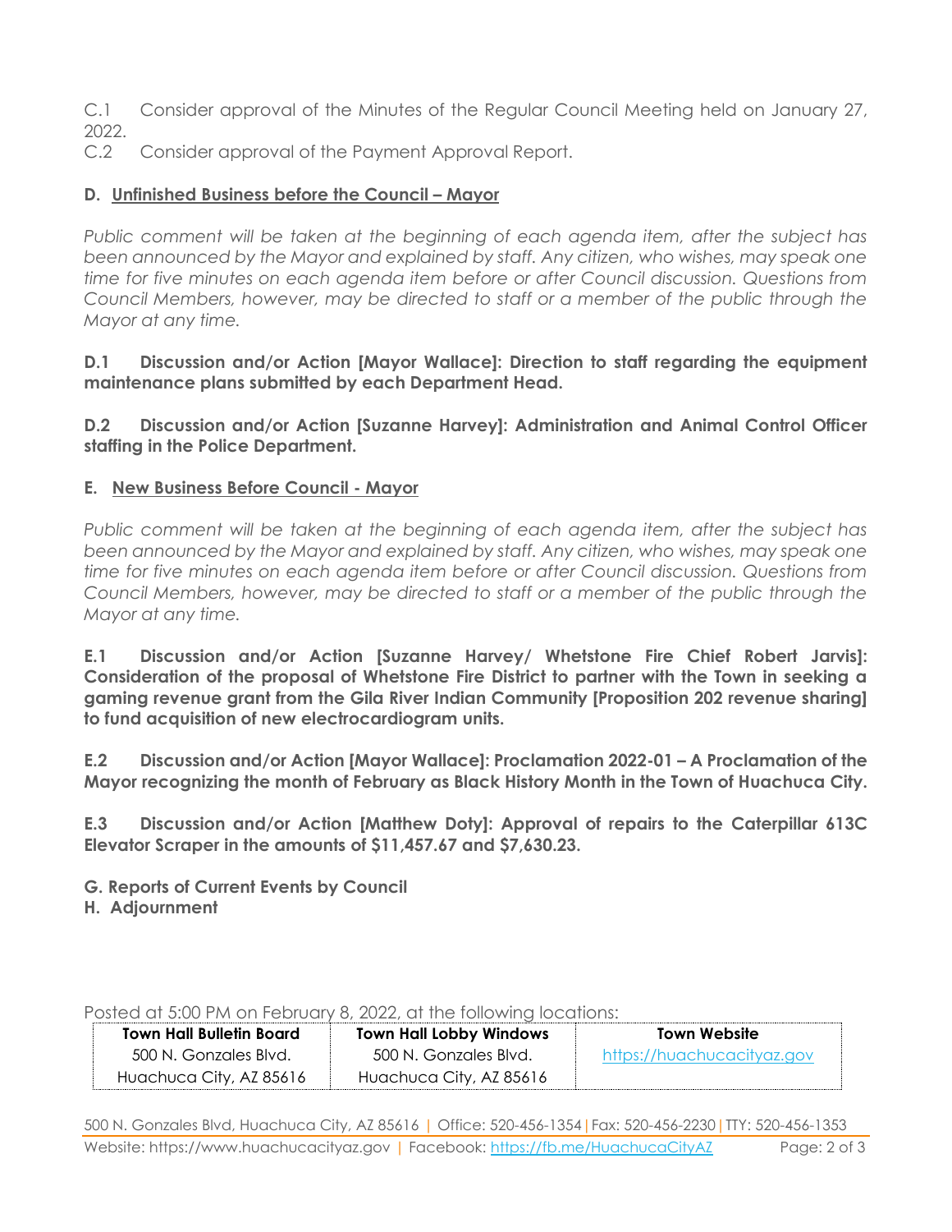C.1 Consider approval of the Minutes of the Regular Council Meeting held on January 27, 2022.

C.2 Consider approval of the Payment Approval Report.

## D. Unfinished Business before the Council – Mayor

*Public comment will be taken at the beginning of each agenda item, after the subject has been announced by the Mayor and explained by staff. Any citizen, who wishes, may speak one time for five minutes on each agenda item before or after Council discussion. Questions from Council Members, however, may be directed to staff or a member of the public through the Mayor at any time.*

**D.1 Discussion and/or Action [Mayor Wallace]: Direction to staff regarding the equipment maintenance plans submitted by each Department Head.**

**D.2 Discussion and/or Action [Suzanne Harvey]: Administration and Animal Control Officer staffing in the Police Department.**

## E. New Business Before Council - Mayor

*Public comment will be taken at the beginning of each agenda item, after the subject has been announced by the Mayor and explained by staff. Any citizen, who wishes, may speak one time for five minutes on each agenda item before or after Council discussion. Questions from Council Members, however, may be directed to staff or a member of the public through the Mayor at any time.*

**E.1 Discussion and/or Action [Suzanne Harvey/ Whetstone Fire Chief Robert Jarvis]: Consideration of the proposal of Whetstone Fire District to partner with the Town in seeking a gaming revenue grant from the Gila River Indian Community [Proposition 202 revenue sharing] to fund acquisition of new electrocardiogram units.**

**E.2 Discussion and/or Action [Mayor Wallace]: Proclamation 2022-01 – A Proclamation of the Mayor recognizing the month of February as Black History Month in the Town of Huachuca City.**

**E.3 Discussion and/or Action [Matthew Doty]: Approval of repairs to the Caterpillar 613C Elevator Scraper in the amounts of $11,457.67 and $7,630.23.**

**G. Reports of Current Events by Council**

**H. Adjournment**

Posted at 5:00 PM on February 8, 2022, at the following locations:

| Town Hall Bulletin Board | Town Hall Lobby Windows | Town Website |
|---|---|---|
| 500 N. Gonzales Blvd.<br>Huachuca City, AZ 85616 | 500 N. Gonzales Blvd.<br>Huachuca City, AZ 85616 | https://huachucacityaz.gov |

500 N. Gonzales Blvd, Huachuca City, AZ 85616 | Office: 520-456-1354 | Fax: 520-456-2230 | TTY: 520-456-1353
Website: https://www.huachucacityaz.gov | Facebook: https://fb.me/HuachucaCityAZ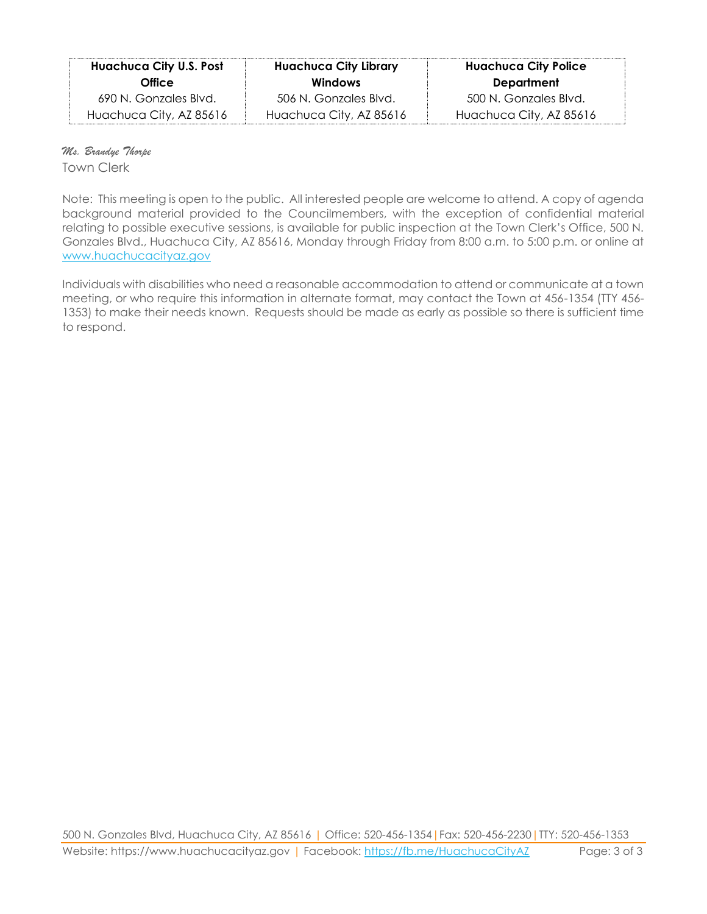| | | |
|---|---|---|
| **Huachuca City U.S. Post Office**<br>690 N. Gonzales Blvd.<br>Huachuca City, AZ 85616 | **Huachuca City Library Windows**<br>506 N. Gonzales Blvd.<br>Huachuca City, AZ 85616 | **Huachuca City Police Department**<br>500 N. Gonzales Blvd.<br>Huachuca City, AZ 85616 |

*Ms. Brandye Thorpe*
Town Clerk

Note: This meeting is open to the public. All interested people are welcome to attend. A copy of agenda background material provided to the Councilmembers, with the exception of confidential material relating to possible executive sessions, is available for public inspection at the Town Clerk's Office, 500 N. Gonzales Blvd., Huachuca City, AZ 85616, Monday through Friday from 8:00 a.m. to 5:00 p.m. or online at [www.huachucacityaz.gov](www.huachucacityaz.gov)

Individuals with disabilities who need a reasonable accommodation to attend or communicate at a town meeting, or who require this information in alternate format, may contact the Town at 456-1354 (TTY 456-1353) to make their needs known. Requests should be made as early as possible so there is sufficient time to respond.